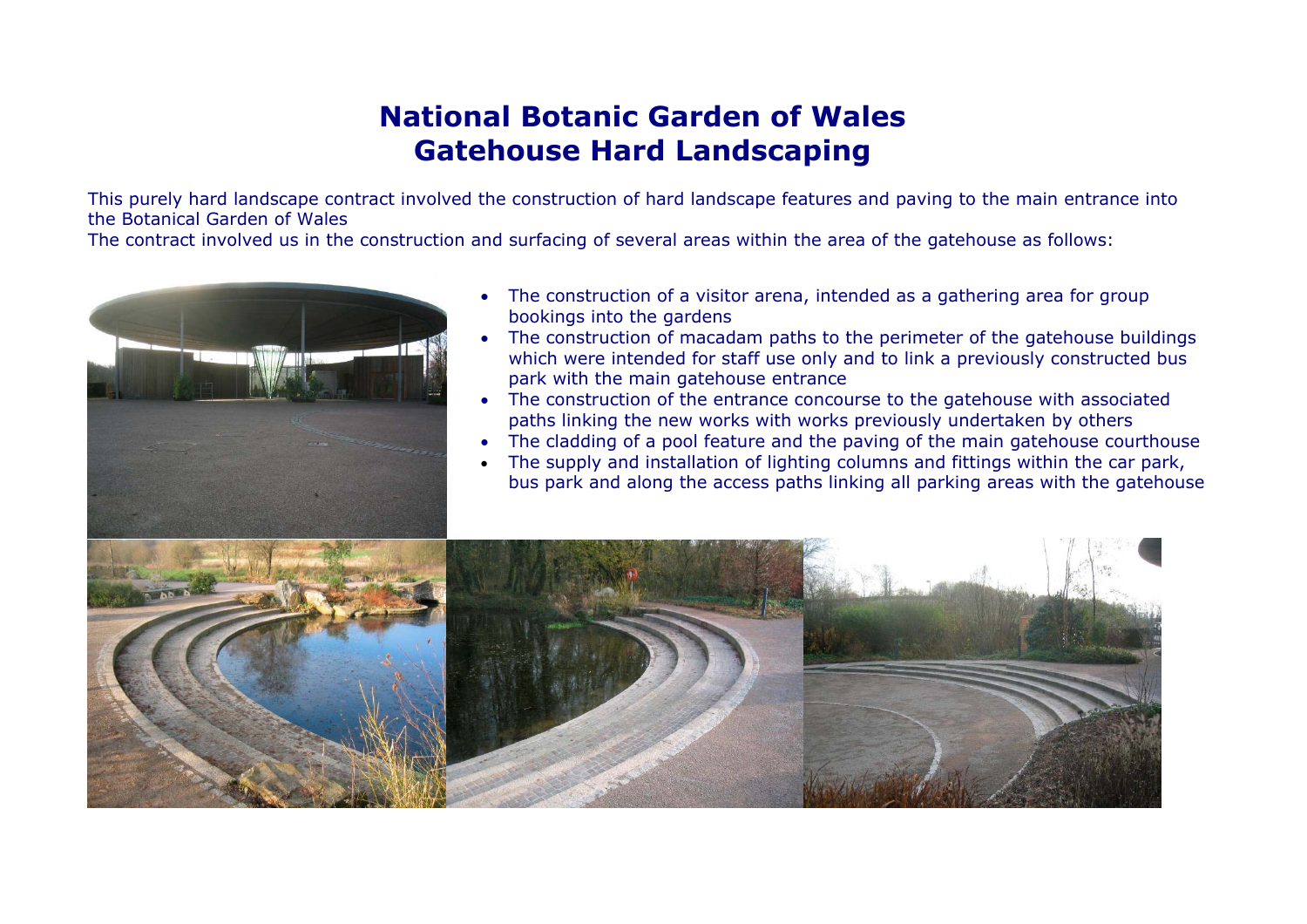# National Botanic Garden of Wales
# Gatehouse Hard Landscaping

This purely hard landscape contract involved the construction of hard landscape features and paving to the main entrance into the Botanical Garden of Wales

The contract involved us in the construction and surfacing of several areas within the area of the gatehouse as follows:

- The construction of a visitor arena, intended as a gathering area for group bookings into the gardens
- The construction of macadam paths to the perimeter of the gatehouse buildings which were intended for staff use only and to link a previously constructed bus park with the main gatehouse entrance
- The construction of the entrance concourse to the gatehouse with associated paths linking the new works with works previously undertaken by others
- The cladding of a pool feature and the paving of the main gatehouse courthouse
- The supply and installation of lighting columns and fittings within the car park, bus park and along the access paths linking all parking areas with the gatehouse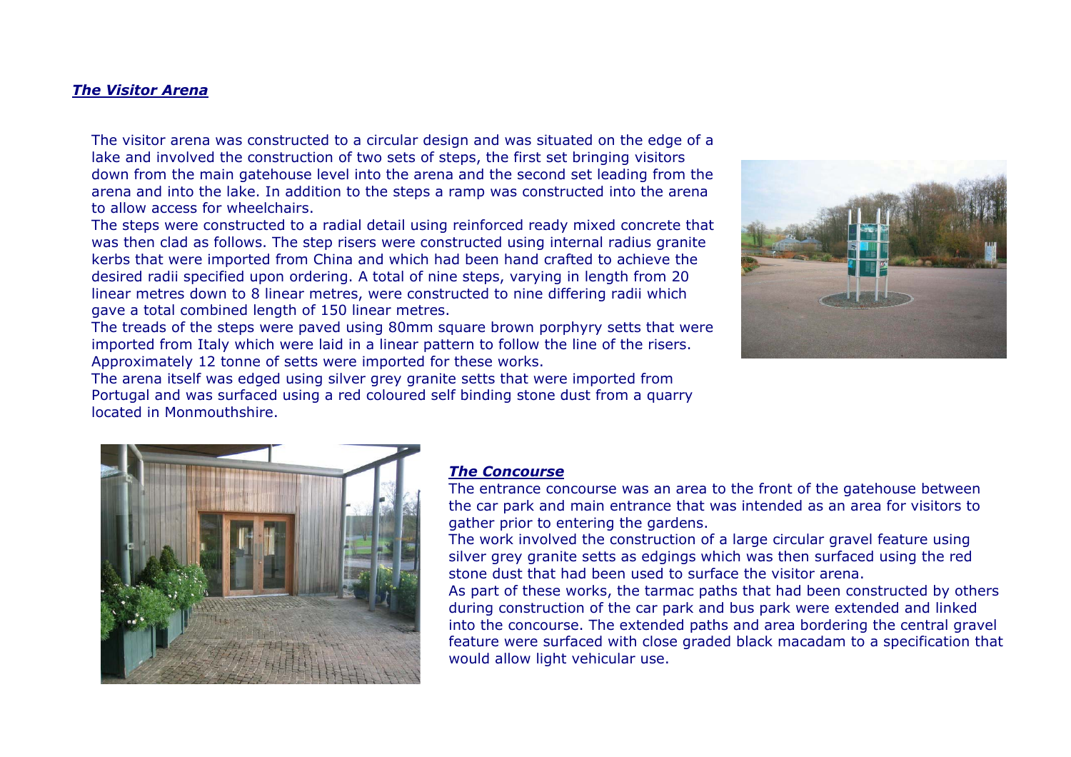## ***The Visitor Arena***

The visitor arena was constructed to a circular design and was situated on the edge of a lake and involved the construction of two sets of steps, the first set bringing visitors down from the main gatehouse level into the arena and the second set leading from the arena and into the lake. In addition to the steps a ramp was constructed into the arena to allow access for wheelchairs.

The steps were constructed to a radial detail using reinforced ready mixed concrete that was then clad as follows. The step risers were constructed using internal radius granite kerbs that were imported from China and which had been hand crafted to achieve the desired radii specified upon ordering. A total of nine steps, varying in length from 20 linear metres down to 8 linear metres, were constructed to nine differing radii which gave a total combined length of 150 linear metres.

The treads of the steps were paved using 80mm square brown porphyry setts that were imported from Italy which were laid in a linear pattern to follow the line of the risers. Approximately 12 tonne of setts were imported for these works.

The arena itself was edged using silver grey granite setts that were imported from Portugal and was surfaced using a red coloured self binding stone dust from a quarry located in Monmouthshire.

## ***The Concourse***

The entrance concourse was an area to the front of the gatehouse between the car park and main entrance that was intended as an area for visitors to gather prior to entering the gardens.

The work involved the construction of a large circular gravel feature using silver grey granite setts as edgings which was then surfaced using the red stone dust that had been used to surface the visitor arena.

As part of these works, the tarmac paths that had been constructed by others during construction of the car park and bus park were extended and linked into the concourse. The extended paths and area bordering the central gravel feature were surfaced with close graded black macadam to a specification that would allow light vehicular use.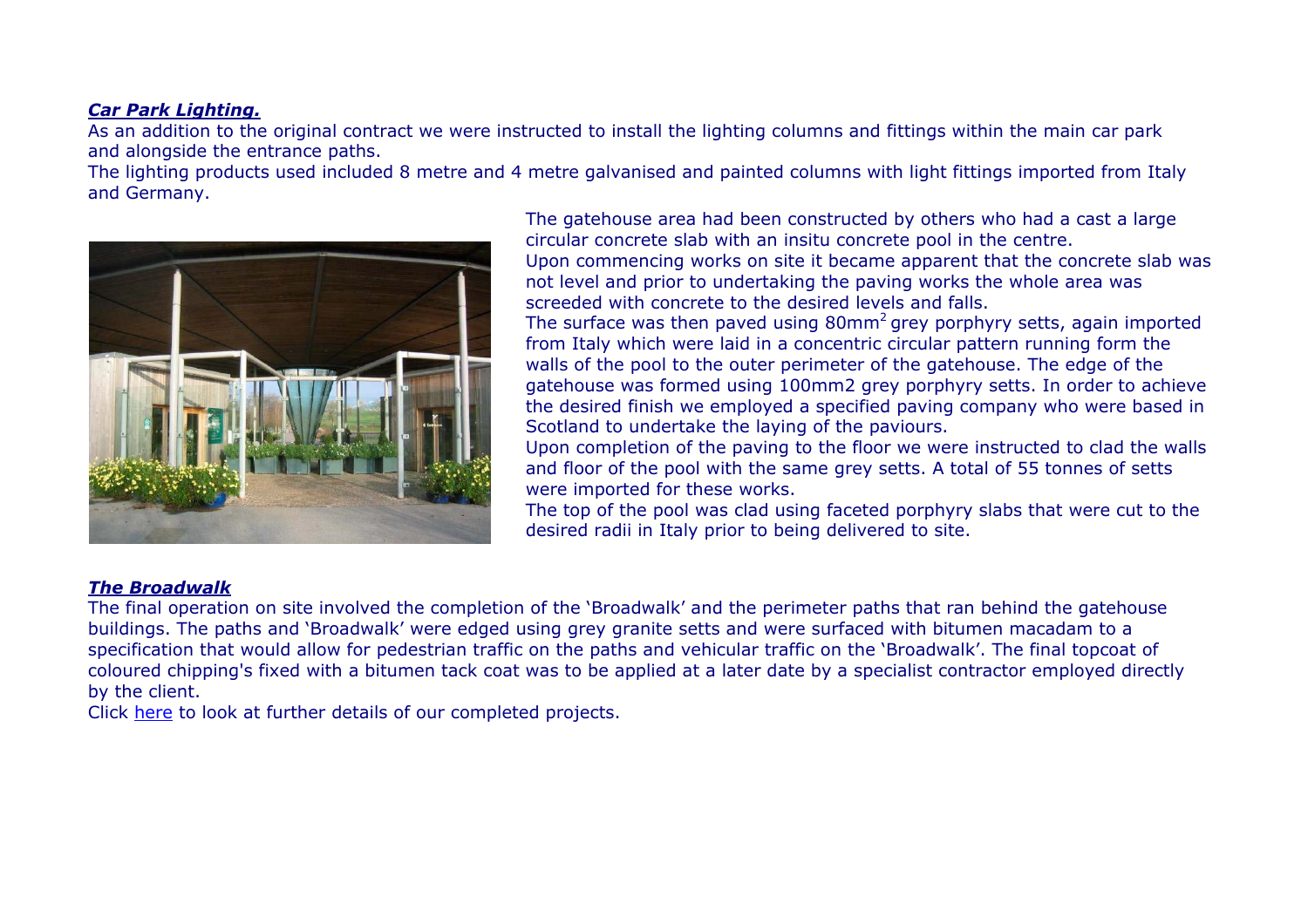***Car Park Lighting.***

As an addition to the original contract we were instructed to install the lighting columns and fittings within the main car park and alongside the entrance paths.

The lighting products used included 8 metre and 4 metre galvanised and painted columns with light fittings imported from Italy and Germany.

The gatehouse area had been constructed by others who had a cast a large circular concrete slab with an insitu concrete pool in the centre.

Upon commencing works on site it became apparent that the concrete slab was not level and prior to undertaking the paving works the whole area was screeded with concrete to the desired levels and falls.

The surface was then paved using $80mm^2$ grey porphyry setts, again imported from Italy which were laid in a concentric circular pattern running form the walls of the pool to the outer perimeter of the gatehouse. The edge of the gatehouse was formed using 100mm2 grey porphyry setts. In order to achieve the desired finish we employed a specified paving company who were based in Scotland to undertake the laying of the paviours.

Upon completion of the paving to the floor we were instructed to clad the walls and floor of the pool with the same grey setts. A total of 55 tonnes of setts were imported for these works.

The top of the pool was clad using faceted porphyry slabs that were cut to the desired radii in Italy prior to being delivered to site.

***The Broadwalk***

The final operation on site involved the completion of the 'Broadwalk' and the perimeter paths that ran behind the gatehouse buildings. The paths and 'Broadwalk' were edged using grey granite setts and were surfaced with bitumen macadam to a specification that would allow for pedestrian traffic on the paths and vehicular traffic on the 'Broadwalk'. The final topcoat of coloured chipping's fixed with a bitumen tack coat was to be applied at a later date by a specialist contractor employed directly by the client.

Click here to look at further details of our completed projects.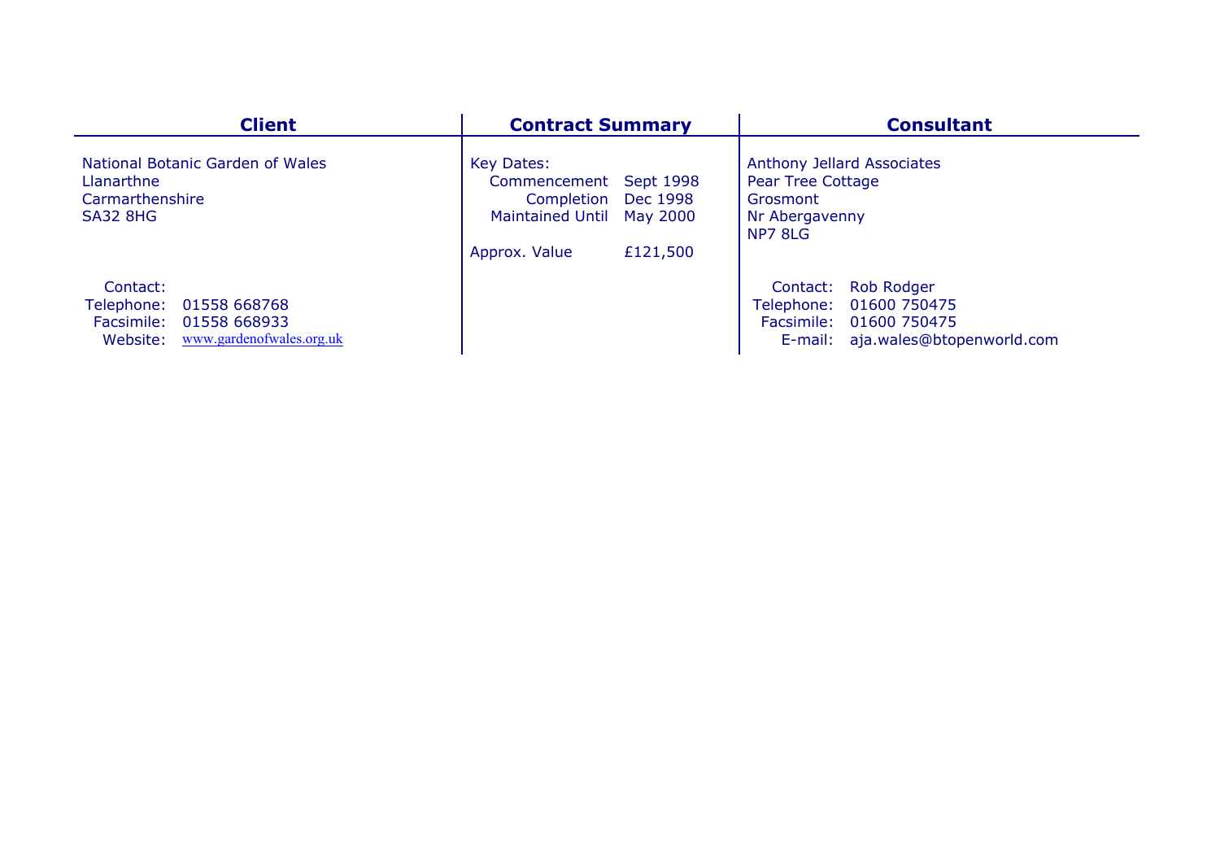| Client | Contract Summary | | Consultant |
| --- | --- | --- | --- |
| National Botanic Garden of Wales<br>Llanarthne<br>Carmarthenshire<br>SA32 8HG | Key Dates:<br>Commencement<br>Completion<br>Maintained Until | <br>Sept 1998<br>Dec 1998<br>May 2000 | Anthony Jellard Associates<br>Pear Tree Cottage<br>Grosmont<br>Nr Abergavenny<br>NP7 8LG |
| | Approx. Value | £121,500 | |
| Contact:<br>Telephone: 01558 668768<br>Facsimile: 01558 668933<br>Website: www.gardenofwales.org.uk | | | Contact: Rob Rodger<br>Telephone: 01600 750475<br>Facsimile: 01600 750475<br>E-mail: aja.wales@btopenworld.com |